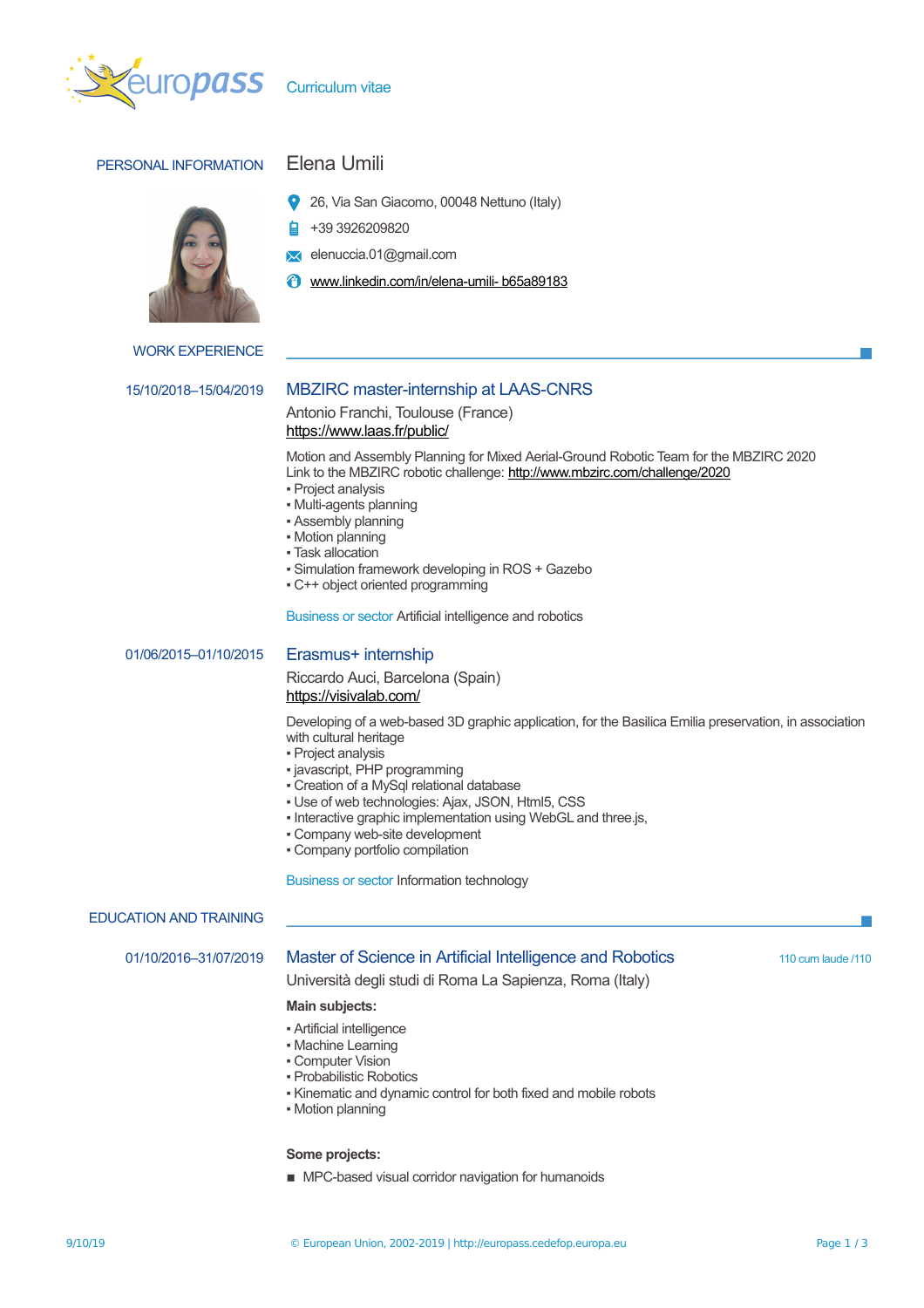# Curriculum vitae

## PERSONAL INFORMATION

**Elena Umili**

- 26, Via San Giacomo, 00048 Nettuno (Italy)
- +39 3926209820
- elenuccia.01@gmail.com
- www.linkedin.com/in/elena-umili- b65a89183

## WORK EXPERIENCE

**15/10/2018–15/04/2019**

### MBZIRC master-internship at LAAS-CNRS

Antonio Franchi, Toulouse (France)
https://www.laas.fr/public/

Motion and Assembly Planning for Mixed Aerial-Ground Robotic Team for the MBZIRC 2020
Link to the MBZIRC robotic challenge: http://www.mbzirc.com/challenge/2020

- Project analysis
- Multi-agents planning
- Assembly planning
- Motion planning
- Task allocation
- Simulation framework developing in ROS + Gazebo
- C++ object oriented programming

Business or sector Artificial intelligence and robotics

**01/06/2015–01/10/2015**

### Erasmus+ internship

Riccardo Auci, Barcelona (Spain)
https://visivalab.com/

Developing of a web-based 3D graphic application, for the Basilica Emilia preservation, in association with cultural heritage

- Project analysis
- javascript, PHP programming
- Creation of a MySql relational database
- Use of web technologies: Ajax, JSON, Html5, CSS
- Interactive graphic implementation using WebGL and three.js,
- Company web-site development
- Company portfolio compilation

Business or sector Information technology

## EDUCATION AND TRAINING

**01/10/2016–31/07/2019**

### Master of Science in Artificial Intelligence and Robotics

110 cum laude /110

Università degli studi di Roma La Sapienza, Roma (Italy)

**Main subjects:**

- Artificial intelligence
- Machine Learning
- Computer Vision
- Probabilistic Robotics
- Kinematic and dynamic control for both fixed and mobile robots
- Motion planning

**Some projects:**

- MPC-based visual corridor navigation for humanoids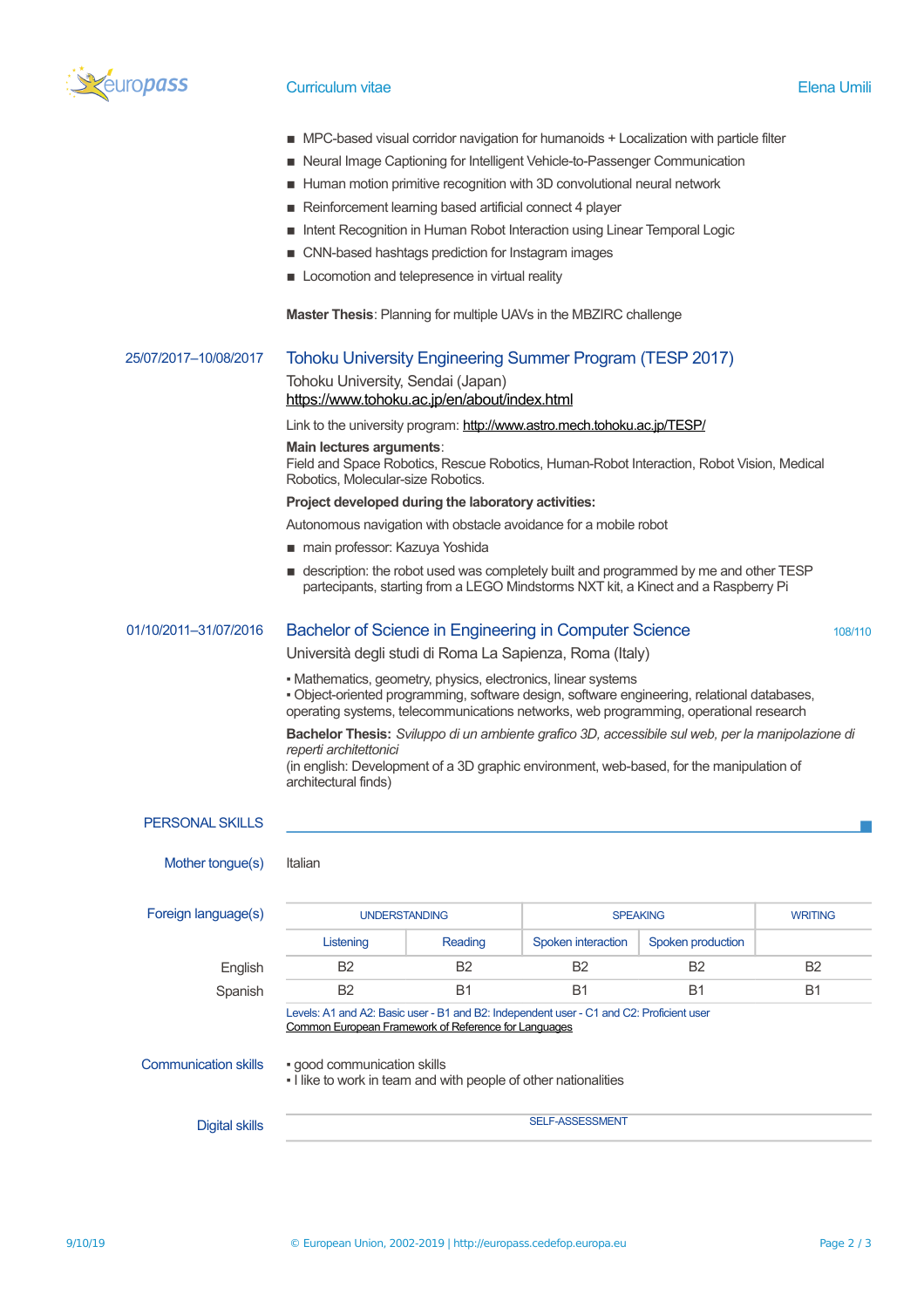- MPC-based visual corridor navigation for humanoids + Localization with particle filter
- Neural Image Captioning for Intelligent Vehicle-to-Passenger Communication
- Human motion primitive recognition with 3D convolutional neural network
- Reinforcement learning based artificial connect 4 player
- Intent Recognition in Human Robot Interaction using Linear Temporal Logic
- CNN-based hashtags prediction for Instagram images
- Locomotion and telepresence in virtual reality

**Master Thesis**: Planning for multiple UAVs in the MBZIRC challenge

25/07/2017–10/08/2017

## Tohoku University Engineering Summer Program (TESP 2017)

Tohoku University, Sendai (Japan)
https://www.tohoku.ac.jp/en/about/index.html

Link to the university program: http://www.astro.mech.tohoku.ac.jp/TESP/

**Main lectures arguments**:
Field and Space Robotics, Rescue Robotics, Human-Robot Interaction, Robot Vision, Medical Robotics, Molecular-size Robotics.

**Project developed during the laboratory activities:**

Autonomous navigation with obstacle avoidance for a mobile robot

- main professor: Kazuya Yoshida
- description: the robot used was completely built and programmed by me and other TESP partecipants, starting from a LEGO Mindstorms NXT kit, a Kinect and a Raspberry Pi

01/10/2011–31/07/2016

## Bachelor of Science in Engineering in Computer Science

108/110

Università degli studi di Roma La Sapienza, Roma (Italy)

▪ Mathematics, geometry, physics, electronics, linear systems
▪ Object-oriented programming, software design, software engineering, relational databases, operating systems, telecommunications networks, web programming, operational research

**Bachelor Thesis:** *Sviluppo di un ambiente grafico 3D, accessibile sul web, per la manipolazione di reperti architettonici*
(in english: Development of a 3D graphic environment, web-based, for the manipulation of architectural finds)

# PERSONAL SKILLS

**Mother tongue(s)**

Italian

**Foreign language(s)**

| | UNDERSTANDING | | SPEAKING | | WRITING |
|---|---|---|---|---|---|
| | Listening | Reading | Spoken interaction | Spoken production | |
| English | B2 | B2 | B2 | B2 | B2 |
| Spanish | B2 | B1 | B1 | B1 | B1 |

Levels: A1 and A2: Basic user - B1 and B2: Independent user - C1 and C2: Proficient user
Common European Framework of Reference for Languages

**Communication skills**

▪ good communication skills
▪ I like to work in team and with people of other nationalities

**Digital skills**

SELF-ASSESSMENT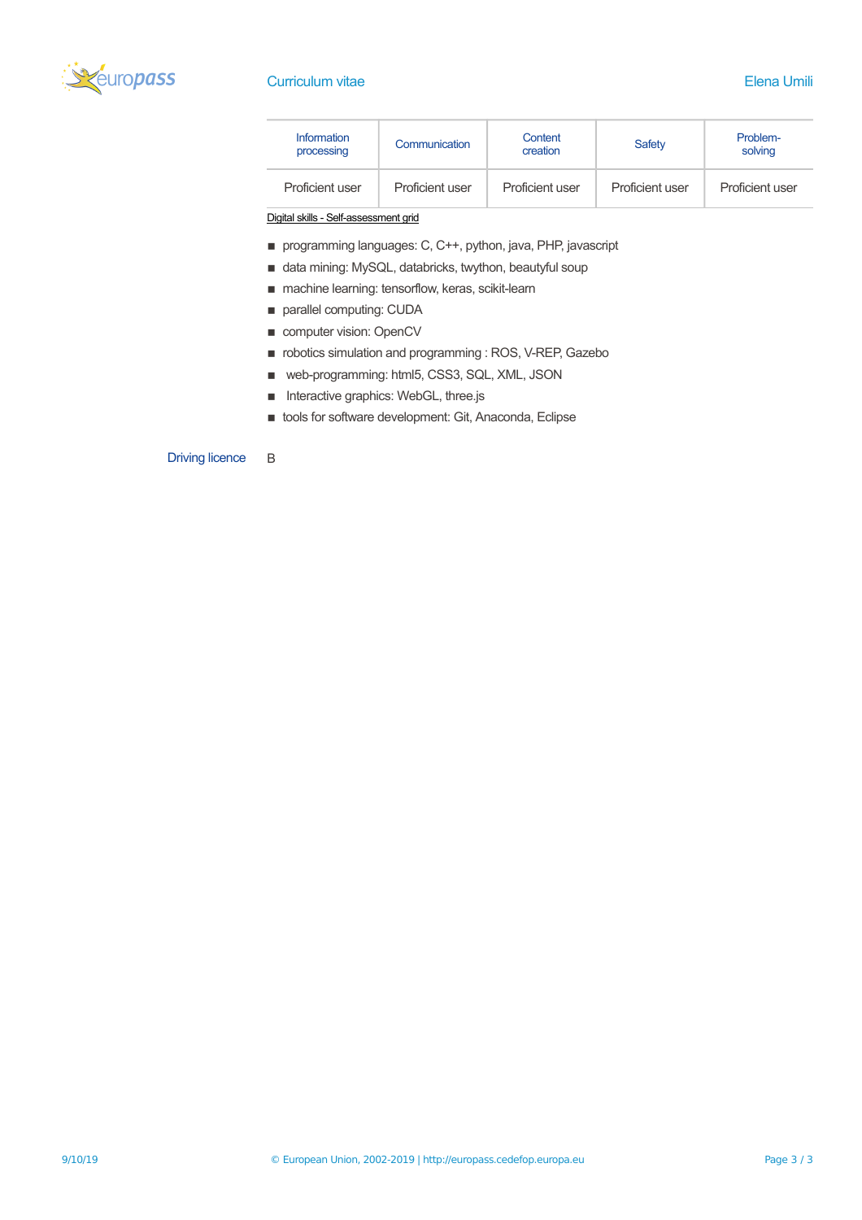| Information processing | Communication | Content creation | Safety | Problem-solving |
|---|---|---|---|---|
| Proficient user | Proficient user | Proficient user | Proficient user | Proficient user |

Digital skills - Self-assessment grid

- programming languages: C, C++, python, java, PHP, javascript
- data mining: MySQL, databricks, twython, beautyful soup
- machine learning: tensorflow, keras, scikit-learn
- parallel computing: CUDA
- computer vision: OpenCV
- robotics simulation and programming : ROS, V-REP, Gazebo
- web-programming: html5, CSS3, SQL, XML, JSON
- Interactive graphics: WebGL, three.js
- tools for software development: Git, Anaconda, Eclipse

Driving licence B